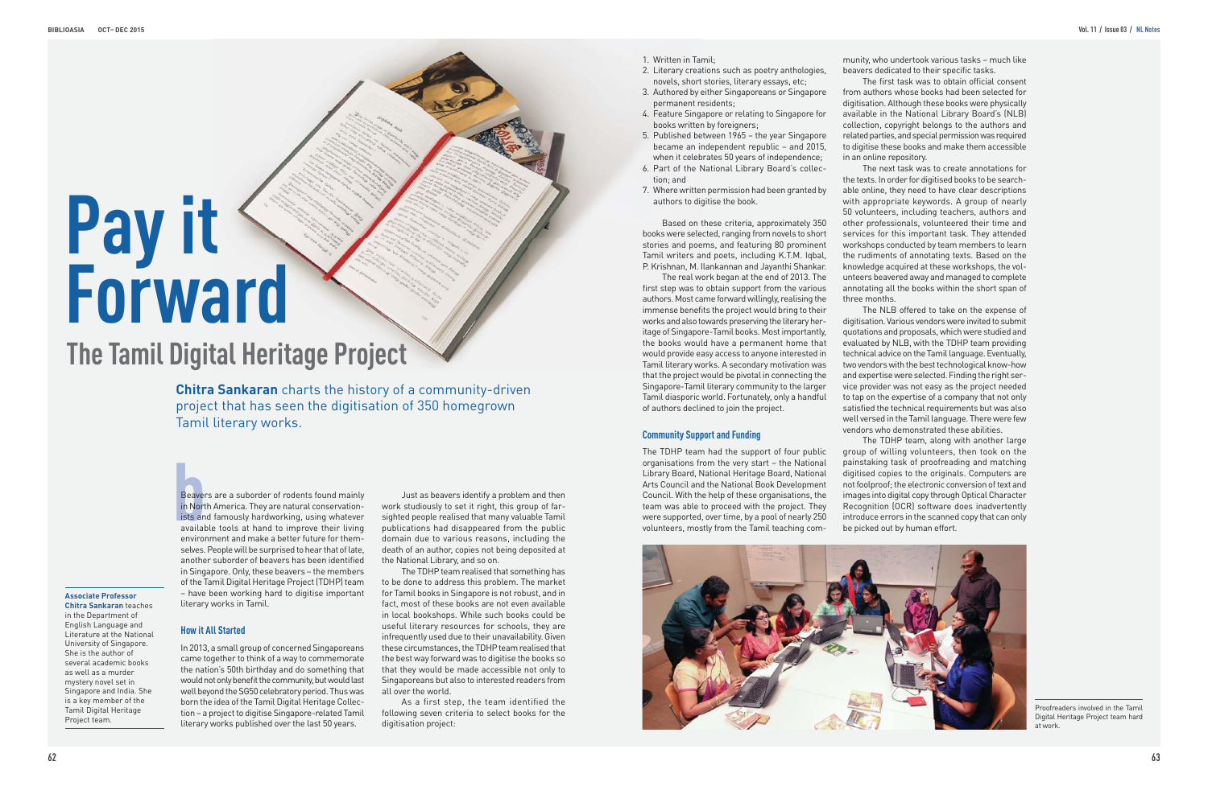# Pay it Forward

## The Tamil Digital Heritage Project

**Chitra Sankaran** charts the history of a community-driven project that has seen the digitisation of 350 homegrown Tamil literary works.

**Associate Professor Chitra Sankaran** teaches in the Department of English Language and Literature at the National University of Singapore. She is the author of several academic books as well as a murder mystery novel set in Singapore and India. She is a key member of the Tamil Digital Heritage Project team.

Beavers are a suborder of rodents found mainly in North America. They are natural conservationists and famously hardworking, using whatever available tools at hand to improve their living environment and make a better future for themselves. People will be surprised to hear that of late, another suborder of beavers has been identified in Singapore. Only, these beavers – the members of the Tamil Digital Heritage Project (TDHP) team – have been working hard to digitise important literary works in Tamil.

### How it All Started

In 2013, a small group of concerned Singaporeans came together to think of a way to commemorate the nation's 50th birthday and do something that would not only benefit the community, but would last well beyond the SG50 celebratory period. Thus was born the idea of the Tamil Digital Heritage Collection – a project to digitise Singapore-related Tamil literary works published over the last 50 years.

Just as beavers identify a problem and then work studiously to set it right, this group of far-sighted people realised that many valuable Tamil publications had disappeared from the public domain due to various reasons, including the death of an author, copies not being deposited at the National Library, and so on.

The TDHP team realised that something has to be done to address this problem. The market for Tamil books in Singapore is not robust, and in fact, most of these books are not even available in local bookshops. While such books could be useful literary resources for schools, they are infrequently used due to their unavailability. Given these circumstances, the TDHP team realised that the best way forward was to digitise the books so that they would be made accessible not only to Singaporeans but also to interested readers from all over the world.

As a first step, the team identified the following seven criteria to select books for the digitisation project:

1. Written in Tamil;
2. Literary creations such as poetry anthologies, novels, short stories, literary essays, etc;
3. Authored by either Singaporeans or Singapore permanent residents;
4. Feature Singapore or relating to Singapore for books written by foreigners;
5. Published between 1965 – the year Singapore became an independent republic – and 2015, when it celebrates 50 years of independence;
6. Part of the National Library Board's collection; and
7. Where written permission had been granted by authors to digitise the book.

Based on these criteria, approximately 350 books were selected, ranging from novels to short stories and poems, and featuring 80 prominent Tamil writers and poets, including K.T.M. Iqbal, P. Krishnan, M. Ilankannan and Jayanthi Shankar.

The real work began at the end of 2013. The first step was to obtain support from the various authors. Most came forward willingly, realising the immense benefits the project would bring to their works and also towards preserving the literary heritage of Singapore-Tamil books. Most importantly, the books would have a permanent home that would provide easy access to anyone interested in Tamil literary works. A secondary motivation was that the project would be pivotal in connecting the Singapore-Tamil literary community to the larger Tamil diasporic world. Fortunately, only a handful of authors declined to join the project.

### Community Support and Funding

The TDHP team had the support of four public organisations from the very start – the National Library Board, National Heritage Board, National Arts Council and the National Book Development Council. With the help of these organisations, the team was able to proceed with the project. They were supported, over time, by a pool of nearly 250 volunteers, mostly from the Tamil teaching community, who undertook various tasks – much like beavers dedicated to their specific tasks.

The first task was to obtain official consent from authors whose books had been selected for digitisation. Although these books were physically available in the National Library Board's (NLB) collection, copyright belongs to the authors and related parties, and special permission was required to digitise these books and make them accessible in an online repository.

The next task was to create annotations for the texts. In order for digitised books to be searchable online, they need to have clear descriptions with appropriate keywords. A group of nearly 50 volunteers, including teachers, authors and other professionals, volunteered their time and services for this important task. They attended workshops conducted by team members to learn the rudiments of annotating texts. Based on the knowledge acquired at these workshops, the volunteers beavered away and managed to complete annotating all the books within the short span of three months.

The NLB offered to take on the expense of digitisation. Various vendors were invited to submit quotations and proposals, which were studied and evaluated by NLB, with the TDHP team providing technical advice on the Tamil language. Eventually, two vendors with the best technological know-how and expertise were selected. Finding the right service provider was not easy as the project needed to tap on the expertise of a company that not only satisfied the technical requirements but was also well versed in the Tamil language. There were few vendors who demonstrated these abilities.

The TDHP team, along with another large group of willing volunteers, then took on the painstaking task of proofreading and matching digitised copies to the originals. Computers are not foolproof; the electronic conversion of text and images into digital copy through Optical Character Recognition (OCR) software does inadvertently introduce errors in the scanned copy that can only be picked out by human effort.

Proofreaders involved in the Tamil Digital Heritage Project team hard at work.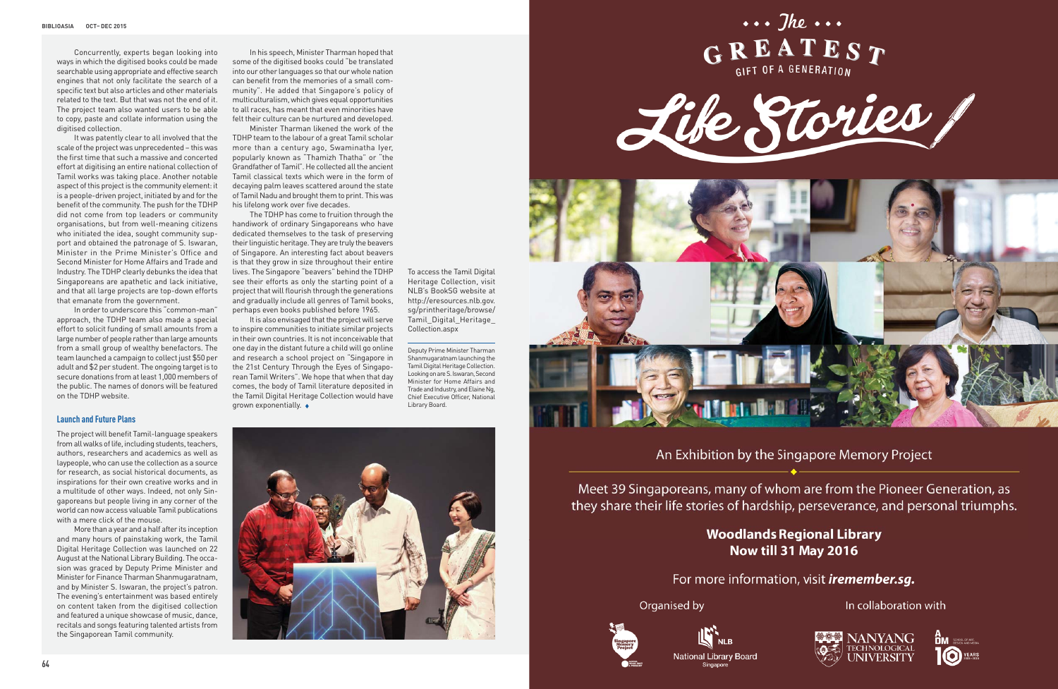Concurrently, experts began looking into ways in which the digitised books could be made searchable using appropriate and effective search engines that not only facilitate the search of a specific text but also articles and other materials related to the text. But that was not the end of it. The project team also wanted users to be able to copy, paste and collate information using the digitised collection.

It was patently clear to all involved that the scale of the project was unprecedented – this was the first time that such a massive and concerted effort at digitising an entire national collection of Tamil works was taking place. Another notable aspect of this project is the community element: it is a people-driven project, initiated by and for the benefit of the community. The push for the TDHP did not come from top leaders or community organisations, but from well-meaning citizens who initiated the idea, sought community support and obtained the patronage of S. Iswaran, Minister in the Prime Minister's Office and Second Minister for Home Affairs and Trade and Industry. The TDHP clearly debunks the idea that Singaporeans are apathetic and lack initiative, and that all large projects are top-down efforts that emanate from the government.

In order to underscore this "common-man" approach, the TDHP team also made a special effort to solicit funding of small amounts from a large number of people rather than large amounts from a small group of wealthy benefactors. The team launched a campaign to collect just $50 per adult and $2 per student. The ongoing target is to secure donations from at least 1,000 members of the public. The names of donors will be featured on the TDHP website.

## Launch and Future Plans

The project will benefit Tamil-language speakers from all walks of life, including students, teachers, authors, researchers and academics as well as laypeople, who can use the collection as a source for research, as social historical documents, as inspirations for their own creative works and in a multitude of other ways. Indeed, not only Singaporeans but people living in any corner of the world can now access valuable Tamil publications with a mere click of the mouse.

More than a year and a half after its inception and many hours of painstaking work, the Tamil Digital Heritage Collection was launched on 22 August at the National Library Building. The occasion was graced by Deputy Prime Minister and Minister for Finance Tharman Shanmugaratnam, and by Minister S. Iswaran, the project's patron. The evening's entertainment was based entirely on content taken from the digitised collection and featured a unique showcase of music, dance, recitals and songs featuring talented artists from the Singaporean Tamil community.

In his speech, Minister Tharman hoped that some of the digitised books could "be translated into our other languages so that our whole nation can benefit from the memories of a small community". He added that Singapore's policy of multiculturalism, which gives equal opportunities to all races, has meant that even minorities have felt their culture can be nurtured and developed.

Minister Tharman likened the work of the TDHP team to the labour of a great Tamil scholar more than a century ago, Swaminatha Iyer, popularly known as "Thamizh Thatha" or "the Grandfather of Tamil". He collected all the ancient Tamil classical texts which were in the form of decaying palm leaves scattered around the state of Tamil Nadu and brought them to print. This was his lifelong work over five decades.

The TDHP has come to fruition through the handiwork of ordinary Singaporeans who have dedicated themselves to the task of preserving their linguistic heritage. They are truly the beavers of Singapore. An interesting fact about beavers is that they grow in size throughout their entire lives. The Singapore "beavers" behind the TDHP see their efforts as only the starting point of a project that will flourish through the generations and gradually include all genres of Tamil books, perhaps even books published before 1965.

It is also envisaged that the project will serve to inspire communities to initiate similar projects in their own countries. It is not inconceivable that one day in the distant future a child will go online and research a school project on "Singapore in the 21st Century Through the Eyes of Singaporean Tamil Writers". We hope that when that day comes, the body of Tamil literature deposited in the Tamil Digital Heritage Collection would have grown exponentially. ♦

To access the Tamil Digital Heritage Collection, visit NLB's BookSG website at http://eresources.nlb.gov.sg/printheritage/browse/Tamil_Digital_Heritage_Collection.aspx

Deputy Prime Minister Tharman Shanmugaratnam launching the Tamil Digital Heritage Collection. Looking on are S. Iswaran, Second Minister for Home Affairs and Trade and Industry, and Elaine Ng, Chief Executive Officer, National Library Board.

... The ...
GREATEST
GIFT OF A GENERATION

# Life Stories

An Exhibition by the Singapore Memory Project

Meet 39 Singaporeans, many of whom are from the Pioneer Generation, as they share their life stories of hardship, perseverance, and personal triumphs.

**Woodlands Regional Library**
**Now till 31 May 2016**

For more information, visit ***iremember.sg.***

Organised by

Singapore Memory Project
National Library Board Singapore

In collaboration with

Nanyang Technological University
ADM 10 Years